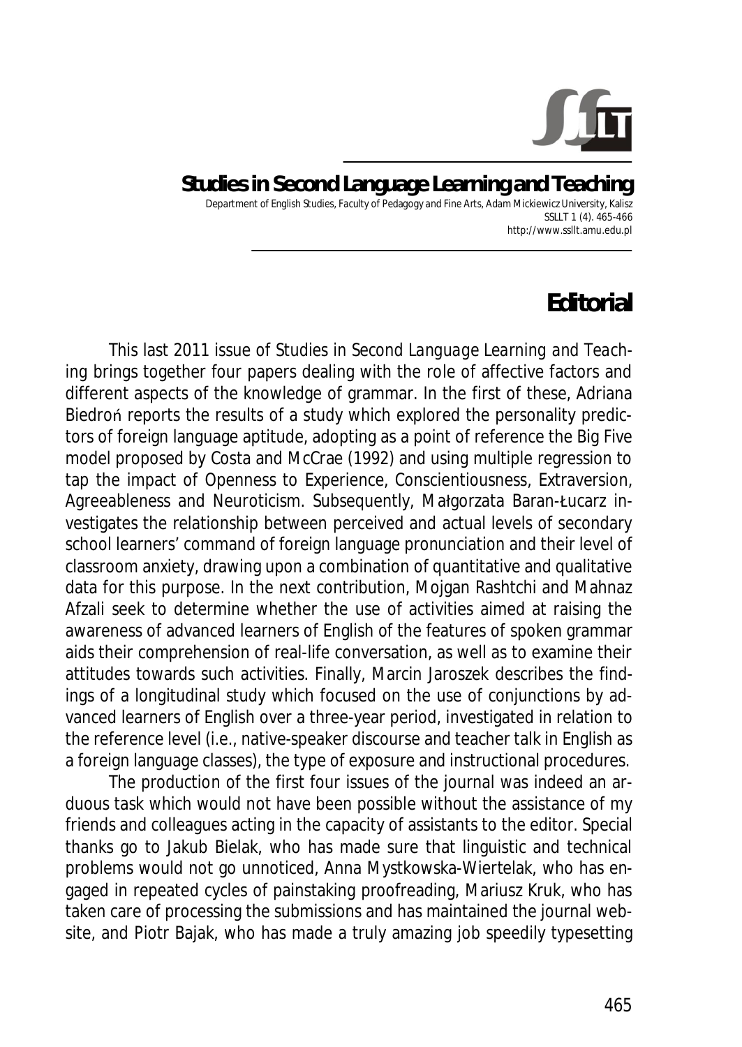## Studies in Second Language Learning and Teaching

Department of English Studies, Faculty of Pedagogy and Fine Arts, Adam Mickiewicz University, Kalisz
SSLLT 1 (4). 465-466
http://www.ssllt.amu.edu.pl

# Editorial

This last 2011 issue of *Studies in Second Language Learning and Teaching* brings together four papers dealing with the role of affective factors and different aspects of the knowledge of grammar. In the first of these, Adriana Biedroń reports the results of a study which explored the personality predictors of foreign language aptitude, adopting as a point of reference the Big Five model proposed by Costa and McCrae (1992) and using multiple regression to tap the impact of Openness to Experience, Conscientiousness, Extraversion, Agreeableness and Neuroticism. Subsequently, Małgorzata Baran-Łucarz investigates the relationship between perceived and actual levels of secondary school learners' command of foreign language pronunciation and their level of classroom anxiety, drawing upon a combination of quantitative and qualitative data for this purpose. In the next contribution, Mojgan Rashtchi and Mahnaz Afzali seek to determine whether the use of activities aimed at raising the awareness of advanced learners of English of the features of spoken grammar aids their comprehension of real-life conversation, as well as to examine their attitudes towards such activities. Finally, Marcin Jaroszek describes the findings of a longitudinal study which focused on the use of conjunctions by advanced learners of English over a three-year period, investigated in relation to the reference level (i.e., native-speaker discourse and teacher talk in English as a foreign language classes), the type of exposure and instructional procedures.

The production of the first four issues of the journal was indeed an arduous task which would not have been possible without the assistance of my friends and colleagues acting in the capacity of assistants to the editor. Special thanks go to Jakub Bielak, who has made sure that linguistic and technical problems would not go unnoticed, Anna Mystkowska-Wiertelak, who has engaged in repeated cycles of painstaking proofreading, Mariusz Kruk, who has taken care of processing the submissions and has maintained the journal website, and Piotr Bajak, who has made a truly amazing job speedily typesetting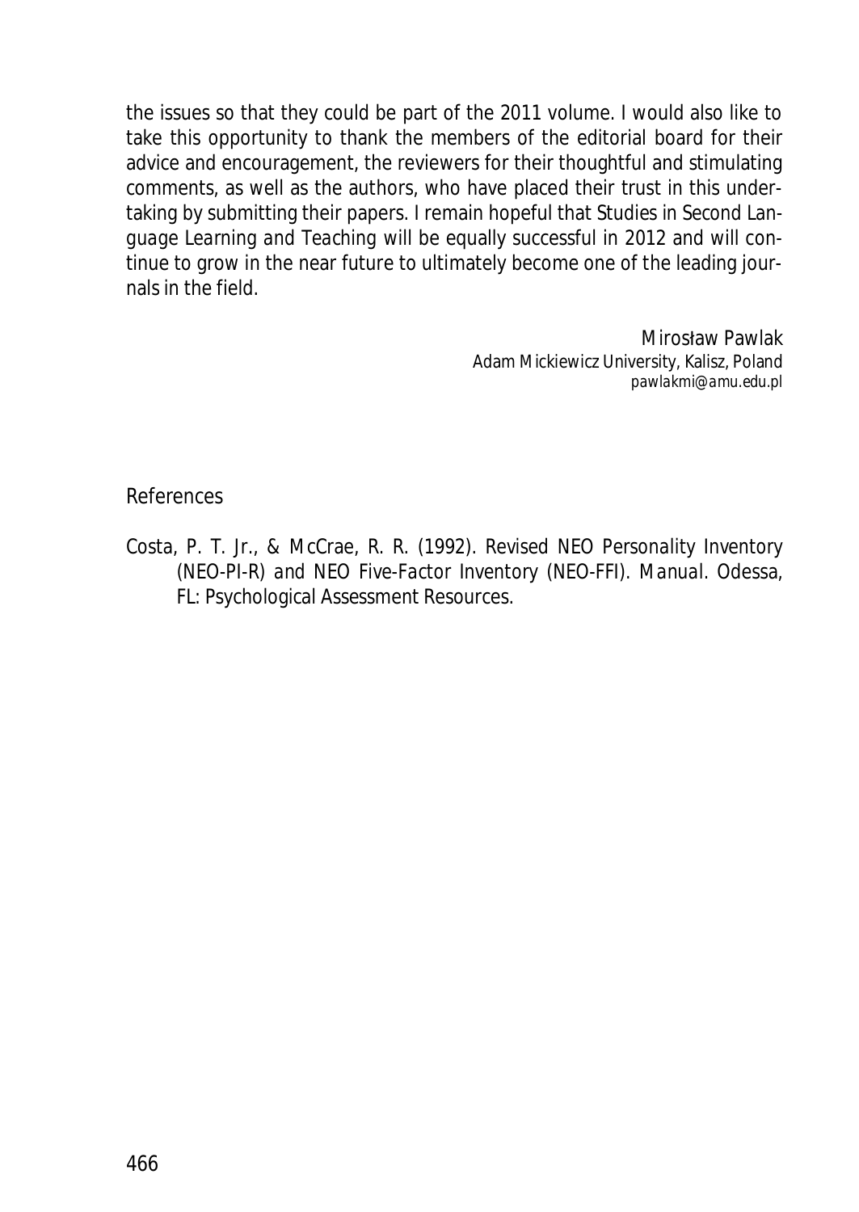the issues so that they could be part of the 2011 volume. I would also like to take this opportunity to thank the members of the editorial board for their advice and encouragement, the reviewers for their thoughtful and stimulating comments, as well as the authors, who have placed their trust in this undertaking by submitting their papers. I remain hopeful that *Studies in Second Language Learning and Teaching* will be equally successful in 2012 and will continue to grow in the near future to ultimately become one of the leading journals in the field.

Mirosław Pawlak
Adam Mickiewicz University, Kalisz, Poland
pawlakmi@amu.edu.pl

## References

Costa, P. T. Jr., & McCrae, R. R. (1992). *Revised NEO Personality Inventory (NEO-PI-R) and NEO Five-Factor Inventory (NEO-FFI). Manual.* Odessa, FL: Psychological Assessment Resources.